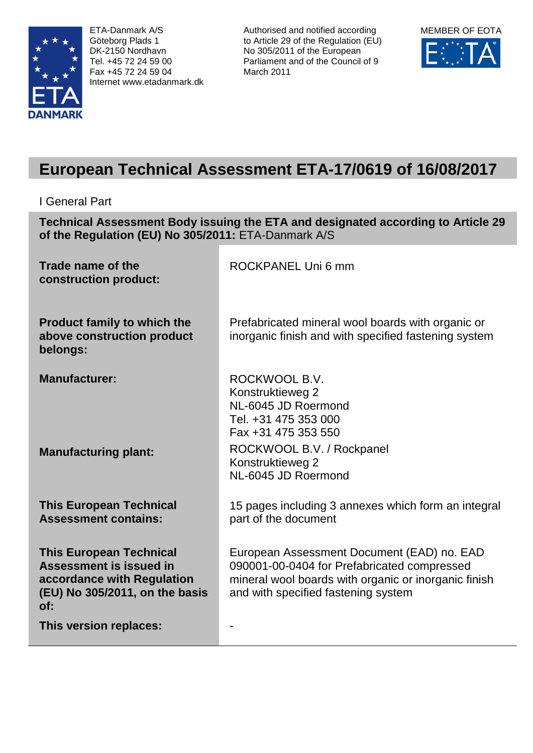ETA-Danmark A/S
Göteborg Plads 1
DK-2150 Nordhavn
Tel. +45 72 24 59 00
Fax +45 72 24 59 04
Internet www.etadanmark.dk

Authorised and notified according to Article 29 of the Regulation (EU) No 305/2011 of the European Parliament and of the Council of 9 March 2011

MEMBER OF EOTA

# European Technical Assessment ETA-17/0619 of 16/08/2017

I General Part

**Technical Assessment Body issuing the ETA and designated according to Article 29 of the Regulation (EU) No 305/2011:** ETA-Danmark A/S

| | |
|---|---|
| **Trade name of the construction product:** | ROCKPANEL Uni 6 mm |
| **Product family to which the above construction product belongs:** | Prefabricated mineral wool boards with organic or inorganic finish and with specified fastening system |
| **Manufacturer:** | ROCKWOOL B.V.<br>Konstruktieweg 2<br>NL-6045 JD Roermond<br>Tel. +31 475 353 000<br>Fax +31 475 353 550 |
| **Manufacturing plant:** | ROCKWOOL B.V. / Rockpanel<br>Konstruktieweg 2<br>NL-6045 JD Roermond |
| **This European Technical Assessment contains:** | 15 pages including 3 annexes which form an integral part of the document |
| **This European Technical Assessment is issued in accordance with Regulation (EU) No 305/2011, on the basis of:** | European Assessment Document (EAD) no. EAD 090001-00-0404 for Prefabricated compressed mineral wool boards with organic or inorganic finish and with specified fastening system |
| **This version replaces:** | - |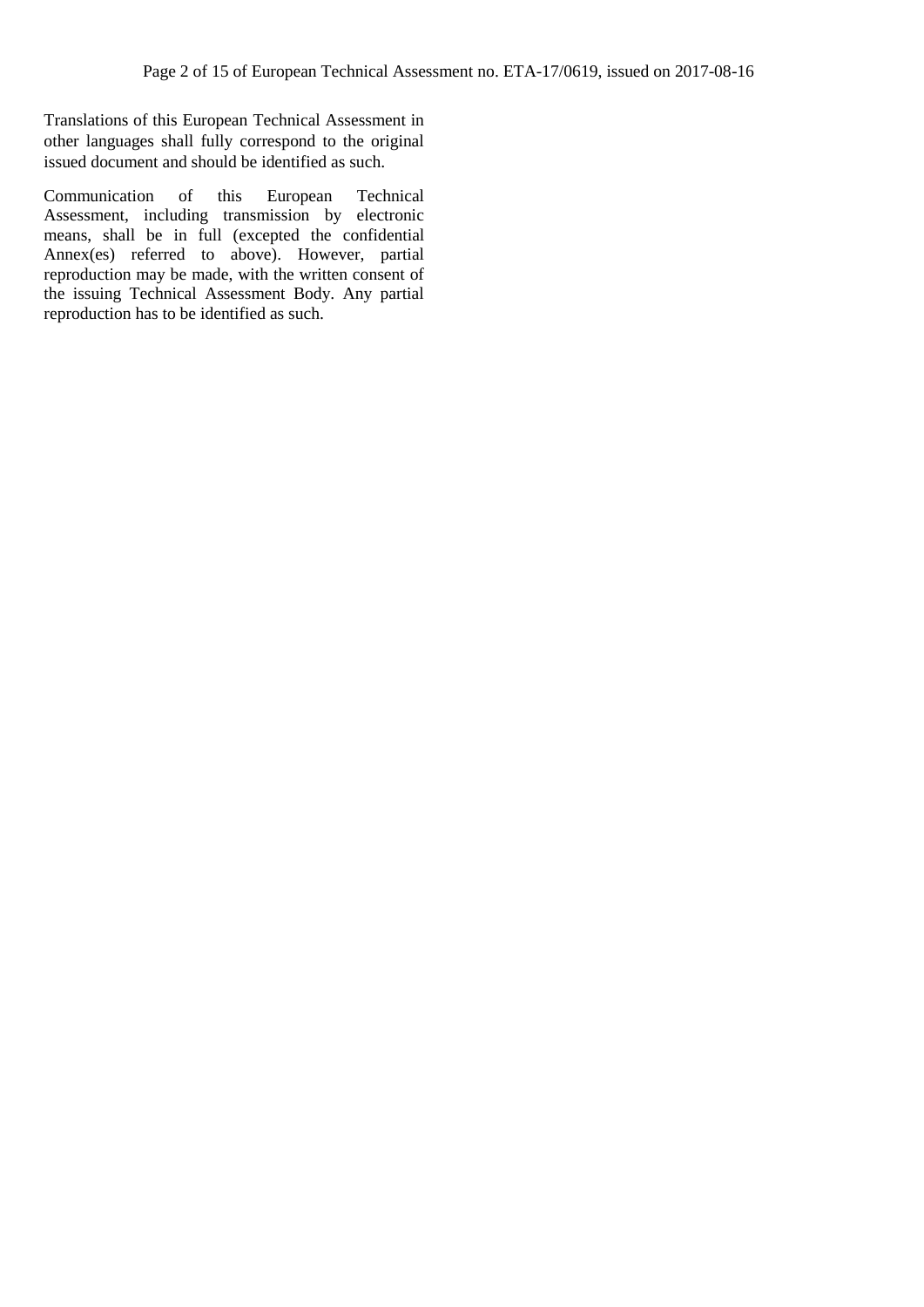Translations of this European Technical Assessment in other languages shall fully correspond to the original issued document and should be identified as such.

Communication of this European Technical Assessment, including transmission by electronic means, shall be in full (excepted the confidential Annex(es) referred to above). However, partial reproduction may be made, with the written consent of the issuing Technical Assessment Body. Any partial reproduction has to be identified as such.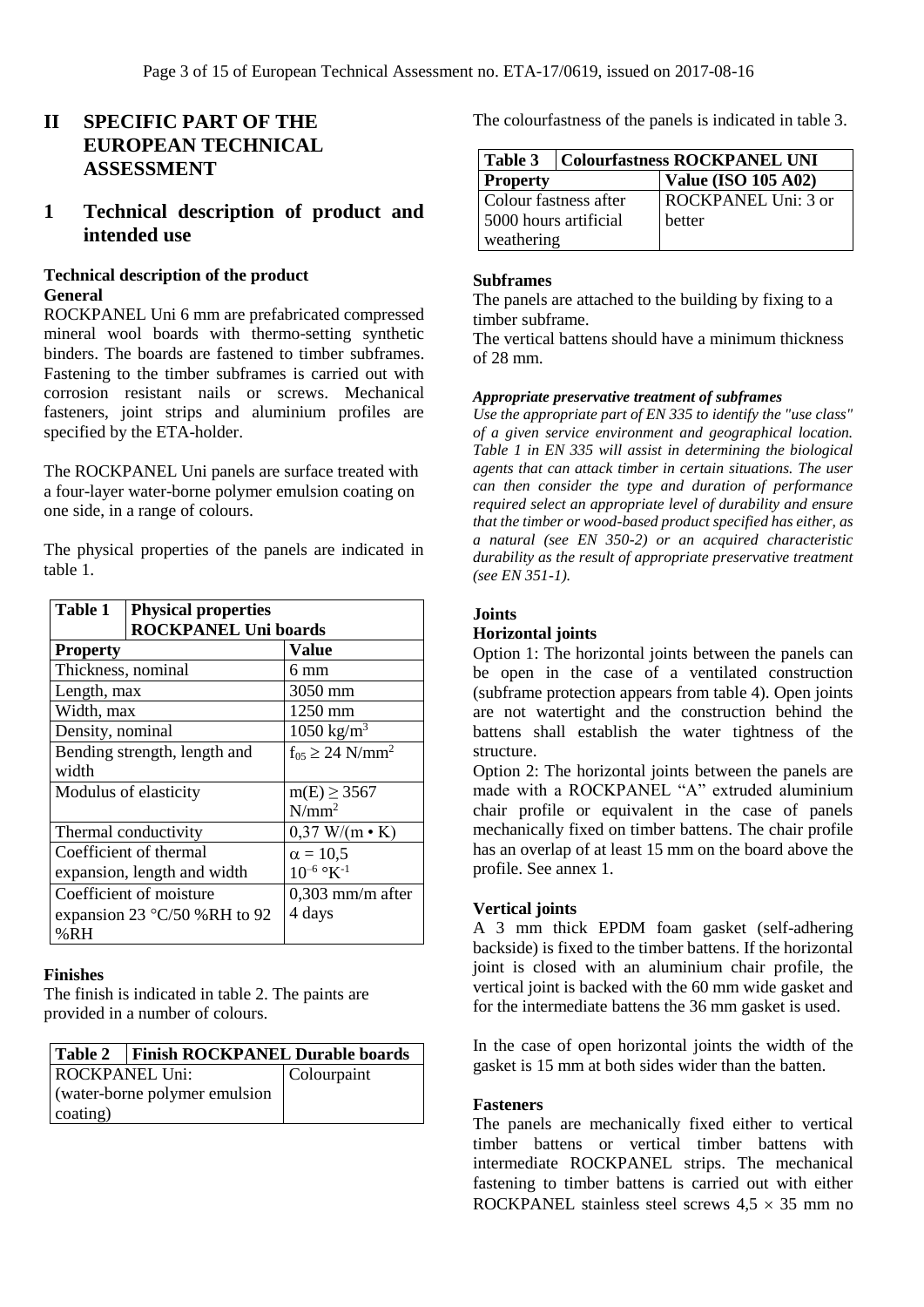## II SPECIFIC PART OF THE EUROPEAN TECHNICAL ASSESSMENT

## 1 Technical description of product and intended use

**Technical description of the product**
**General**
ROCKPANEL Uni 6 mm are prefabricated compressed mineral wool boards with thermo-setting synthetic binders. The boards are fastened to timber subframes. Fastening to the timber subframes is carried out with corrosion resistant nails or screws. Mechanical fasteners, joint strips and aluminium profiles are specified by the ETA-holder.

The ROCKPANEL Uni panels are surface treated with a four-layer water-borne polymer emulsion coating on one side, in a range of colours.

The physical properties of the panels are indicated in table 1.

| Table 1 | Physical properties ROCKPANEL Uni boards |
|---|---|
| **Property** | **Value** |
| Thickness, nominal | 6 mm |
| Length, max | 3050 mm |
| Width, max | 1250 mm |
| Density, nominal | 1050 kg/m$^3$ |
| Bending strength, length and width | $f_{05} \geq 24$ N/mm$^2$ |
| Modulus of elasticity | $m(E) \geq 3567$ N/mm$^2$ |
| Thermal conductivity | 0,37 W/(m • K) |
| Coefficient of thermal expansion, length and width | $\alpha = 10{,}5$ $10^{-6}$ °K$^{-1}$ |
| Coefficient of moisture expansion 23 °C/50 %RH to 92 %RH | 0,303 mm/m after 4 days |

**Finishes**
The finish is indicated in table 2. The paints are provided in a number of colours.

| Table 2 | Finish ROCKPANEL Durable boards |
|---|---|
| ROCKPANEL Uni: (water-borne polymer emulsion coating) | Colourpaint |

The colourfastness of the panels is indicated in table 3.

| Table 3 | Colourfastness ROCKPANEL UNI |
|---|---|
| **Property** | **Value (ISO 105 A02)** |
| Colour fastness after 5000 hours artificial weathering | ROCKPANEL Uni: 3 or better |

**Subframes**
The panels are attached to the building by fixing to a timber subframe.
The vertical battens should have a minimum thickness of 28 mm.

***Appropriate preservative treatment of subframes***
*Use the appropriate part of EN 335 to identify the "use class" of a given service environment and geographical location. Table 1 in EN 335 will assist in determining the biological agents that can attack timber in certain situations. The user can then consider the type and duration of performance required select an appropriate level of durability and ensure that the timber or wood-based product specified has either, as a natural (see EN 350-2) or an acquired characteristic durability as the result of appropriate preservative treatment (see EN 351-1).*

**Joints**
**Horizontal joints**
Option 1: The horizontal joints between the panels can be open in the case of a ventilated construction (subframe protection appears from table 4). Open joints are not watertight and the construction behind the battens shall establish the water tightness of the structure.
Option 2: The horizontal joints between the panels are made with a ROCKPANEL "A" extruded aluminium chair profile or equivalent in the case of panels mechanically fixed on timber battens. The chair profile has an overlap of at least 15 mm on the board above the profile. See annex 1.

**Vertical joints**
A 3 mm thick EPDM foam gasket (self-adhering backside) is fixed to the timber battens. If the horizontal joint is closed with an aluminium chair profile, the vertical joint is backed with the 60 mm wide gasket and for the intermediate battens the 36 mm gasket is used.

In the case of open horizontal joints the width of the gasket is 15 mm at both sides wider than the batten.

**Fasteners**
The panels are mechanically fixed either to vertical timber battens or vertical timber battens with intermediate ROCKPANEL strips. The mechanical fastening to timber battens is carried out with either ROCKPANEL stainless steel screws 4,5 × 35 mm no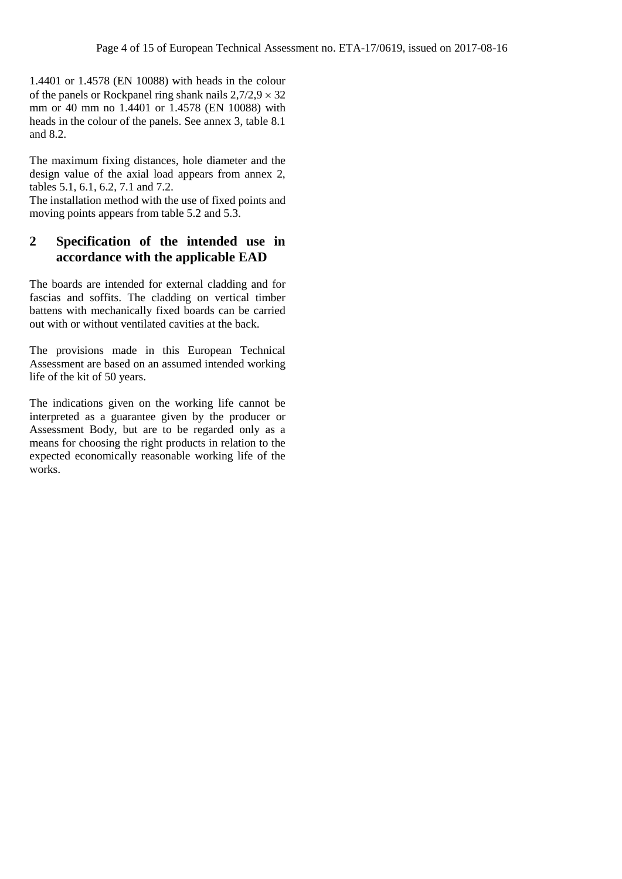1.4401 or 1.4578 (EN 10088) with heads in the colour of the panels or Rockpanel ring shank nails 2,7/2,9 × 32 mm or 40 mm no 1.4401 or 1.4578 (EN 10088) with heads in the colour of the panels. See annex 3, table 8.1 and 8.2.

The maximum fixing distances, hole diameter and the design value of the axial load appears from annex 2, tables 5.1, 6.1, 6.2, 7.1 and 7.2.
The installation method with the use of fixed points and moving points appears from table 5.2 and 5.3.

## 2 Specification of the intended use in accordance with the applicable EAD

The boards are intended for external cladding and for fascias and soffits. The cladding on vertical timber battens with mechanically fixed boards can be carried out with or without ventilated cavities at the back.

The provisions made in this European Technical Assessment are based on an assumed intended working life of the kit of 50 years.

The indications given on the working life cannot be interpreted as a guarantee given by the producer or Assessment Body, but are to be regarded only as a means for choosing the right products in relation to the expected economically reasonable working life of the works.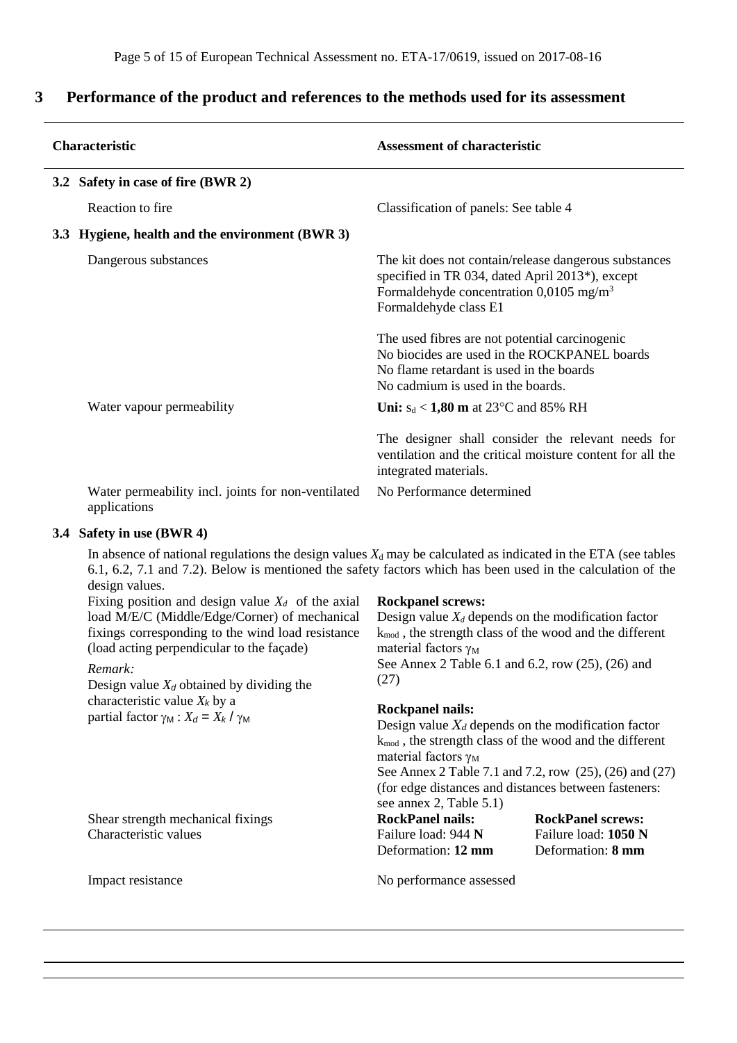## 3 Performance of the product and references to the methods used for its assessment

| Characteristic | Assessment of characteristic |
|---|---|
| **3.2 Safety in case of fire (BWR 2)** | |
| Reaction to fire | Classification of panels: See table 4 |
| **3.3 Hygiene, health and the environment (BWR 3)** | |
| Dangerous substances | The kit does not contain/release dangerous substances specified in TR 034, dated April 2013*), except Formaldehyde concentration 0,0105 mg/m$^3$ Formaldehyde class E1<br><br>The used fibres are not potential carcinogenic<br>No biocides are used in the ROCKPANEL boards<br>No flame retardant is used in the boards<br>No cadmium is used in the boards. |
| Water vapour permeability | **Uni:** $s_d$ < **1,80 m** at 23°C and 85% RH<br><br>The designer shall consider the relevant needs for ventilation and the critical moisture content for all the integrated materials. |
| Water permeability incl. joints for non-ventilated applications | No Performance determined |

**3.4 Safety in use (BWR 4)**

In absence of national regulations the design values $X_d$ may be calculated as indicated in the ETA (see tables 6.1, 6.2, 7.1 and 7.2). Below is mentioned the safety factors which has been used in the calculation of the design values.

| Characteristic | Assessment of characteristic |
|---|---|
| Fixing position and design value $X_d$ of the axial load M/E/C (Middle/Edge/Corner) of mechanical fixings corresponding to the wind load resistance (load acting perpendicular to the façade)<br><br>*Remark:*<br>Design value $X_d$ obtained by dividing the characteristic value $X_k$ by a partial factor $\gamma_M$ : $X_d = X_k / \gamma_M$ | **Rockpanel screws:**<br>Design value $X_d$ depends on the modification factor $k_{mod}$ , the strength class of the wood and the different material factors $\gamma_M$<br>See Annex 2 Table 6.1 and 6.2, row (25), (26) and (27)<br><br>**Rockpanel nails:**<br>Design value $X_d$ depends on the modification factor $k_{mod}$ , the strength class of the wood and the different material factors $\gamma_M$<br>See Annex 2 Table 7.1 and 7.2, row (25), (26) and (27) (for edge distances and distances between fasteners: see annex 2, Table 5.1) |
| Shear strength mechanical fixings<br>Characteristic values | **RockPanel nails:**<br>Failure load: 944 **N**<br>Deformation: **12 mm**<br><br>**RockPanel screws:**<br>Failure load: **1050 N**<br>Deformation: **8 mm** |
| Impact resistance | No performance assessed |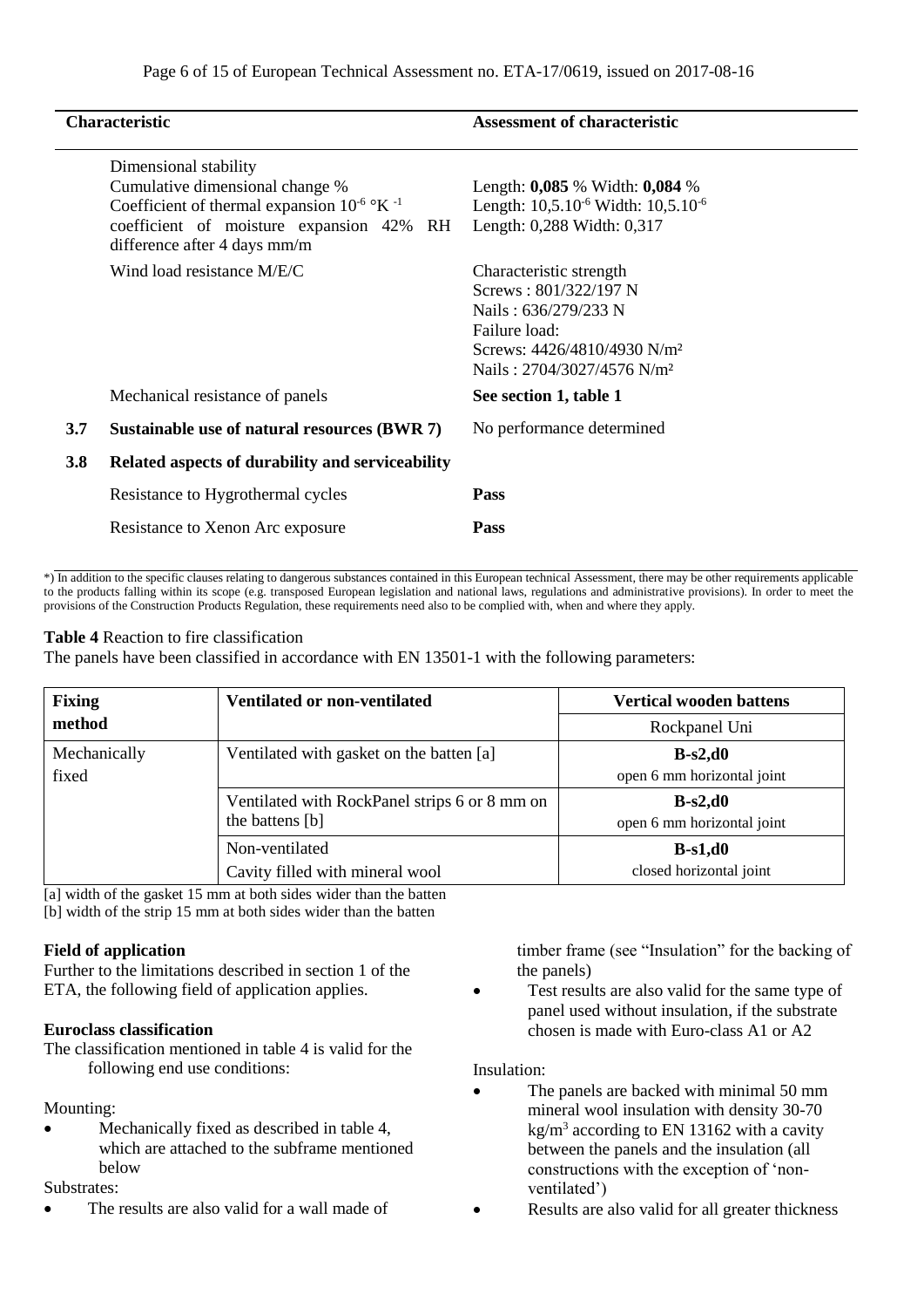| | Characteristic | Assessment of characteristic |
|---|---|---|
| | Dimensional stability<br>Cumulative dimensional change %<br>Coefficient of thermal expansion $10^{-6}$ °K $^{-1}$<br>coefficient of moisture expansion 42% RH difference after 4 days mm/m | <br>Length: **0,085** % Width: **0,084** %<br>Length: $10,5.10^{-6}$ Width: $10,5.10^{-6}$<br>Length: 0,288 Width: 0,317 |
| | Wind load resistance M/E/C | Characteristic strength<br>Screws : 801/322/197 N<br>Nails : 636/279/233 N<br>Failure load:<br>Screws: 4426/4810/4930 N/m²<br>Nails : 2704/3027/4576 N/m² |
| | Mechanical resistance of panels | **See section 1, table 1** |
| **3.7** | **Sustainable use of natural resources (BWR 7)** | No performance determined |
| **3.8** | **Related aspects of durability and serviceability** | |
| | Resistance to Hygrothermal cycles | **Pass** |
| | Resistance to Xenon Arc exposure | **Pass** |

*) In addition to the specific clauses relating to dangerous substances contained in this European technical Assessment, there may be other requirements applicable to the products falling within its scope (e.g. transposed European legislation and national laws, regulations and administrative provisions). In order to meet the provisions of the Construction Products Regulation, these requirements need also to be complied with, when and where they apply.

**Table 4** Reaction to fire classification

The panels have been classified in accordance with EN 13501-1 with the following parameters:

| Fixing method | Ventilated or non-ventilated | Vertical wooden battens |
|---|---|---|
| | | Rockpanel Uni |
| Mechanically fixed | Ventilated with gasket on the batten [a] | **B-s2,d0**<br>open 6 mm horizontal joint |
| | Ventilated with RockPanel strips 6 or 8 mm on the battens [b] | **B-s2,d0**<br>open 6 mm horizontal joint |
| | Non-ventilated<br>Cavity filled with mineral wool | **B-s1,d0**<br>closed horizontal joint |

[a] width of the gasket 15 mm at both sides wider than the batten
[b] width of the strip 15 mm at both sides wider than the batten

**Field of application**

Further to the limitations described in section 1 of the ETA, the following field of application applies.

**Euroclass classification**

The classification mentioned in table 4 is valid for the following end use conditions:

Mounting:

- Mechanically fixed as described in table 4, which are attached to the subframe mentioned below

Substrates:

- The results are also valid for a wall made of timber frame (see "Insulation" for the backing of the panels)
- Test results are also valid for the same type of panel used without insulation, if the substrate chosen is made with Euro-class A1 or A2

Insulation:

- The panels are backed with minimal 50 mm mineral wool insulation with density 30-70 kg/m³ according to EN 13162 with a cavity between the panels and the insulation (all constructions with the exception of 'non-ventilated')
- Results are also valid for all greater thickness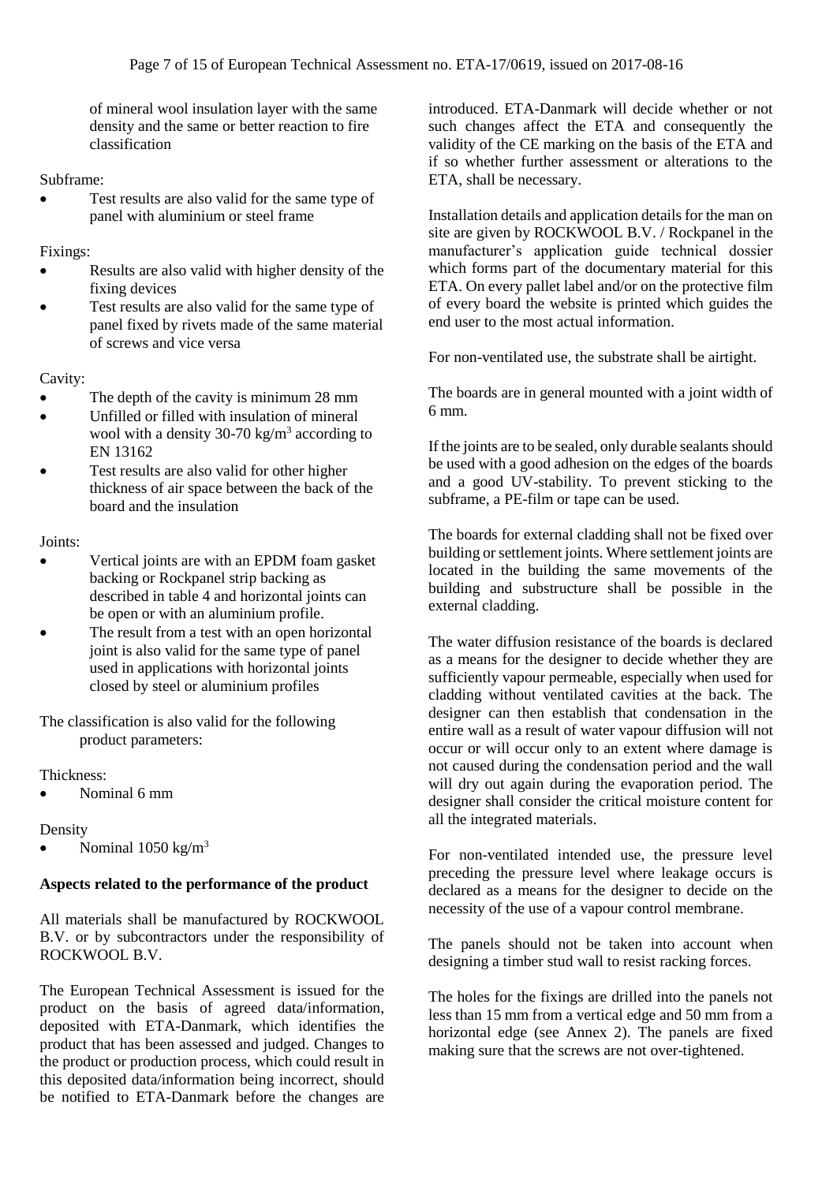of mineral wool insulation layer with the same density and the same or better reaction to fire classification

Subframe:

- Test results are also valid for the same type of panel with aluminium or steel frame

Fixings:

- Results are also valid with higher density of the fixing devices
- Test results are also valid for the same type of panel fixed by rivets made of the same material of screws and vice versa

Cavity:

- The depth of the cavity is minimum 28 mm
- Unfilled or filled with insulation of mineral wool with a density 30-70 kg/m$^3$ according to EN 13162
- Test results are also valid for other higher thickness of air space between the back of the board and the insulation

Joints:

- Vertical joints are with an EPDM foam gasket backing or Rockpanel strip backing as described in table 4 and horizontal joints can be open or with an aluminium profile.
- The result from a test with an open horizontal joint is also valid for the same type of panel used in applications with horizontal joints closed by steel or aluminium profiles

The classification is also valid for the following product parameters:

Thickness:

- Nominal 6 mm

Density

- Nominal 1050 kg/m$^3$

**Aspects related to the performance of the product**

All materials shall be manufactured by ROCKWOOL B.V. or by subcontractors under the responsibility of ROCKWOOL B.V.

The European Technical Assessment is issued for the product on the basis of agreed data/information, deposited with ETA-Danmark, which identifies the product that has been assessed and judged. Changes to the product or production process, which could result in this deposited data/information being incorrect, should be notified to ETA-Danmark before the changes are introduced. ETA-Danmark will decide whether or not such changes affect the ETA and consequently the validity of the CE marking on the basis of the ETA and if so whether further assessment or alterations to the ETA, shall be necessary.

Installation details and application details for the man on site are given by ROCKWOOL B.V. / Rockpanel in the manufacturer's application guide technical dossier which forms part of the documentary material for this ETA. On every pallet label and/or on the protective film of every board the website is printed which guides the end user to the most actual information.

For non-ventilated use, the substrate shall be airtight.

The boards are in general mounted with a joint width of 6 mm.

If the joints are to be sealed, only durable sealants should be used with a good adhesion on the edges of the boards and a good UV-stability. To prevent sticking to the subframe, a PE-film or tape can be used.

The boards for external cladding shall not be fixed over building or settlement joints. Where settlement joints are located in the building the same movements of the building and substructure shall be possible in the external cladding.

The water diffusion resistance of the boards is declared as a means for the designer to decide whether they are sufficiently vapour permeable, especially when used for cladding without ventilated cavities at the back. The designer can then establish that condensation in the entire wall as a result of water vapour diffusion will not occur or will occur only to an extent where damage is not caused during the condensation period and the wall will dry out again during the evaporation period. The designer shall consider the critical moisture content for all the integrated materials.

For non-ventilated intended use, the pressure level preceding the pressure level where leakage occurs is declared as a means for the designer to decide on the necessity of the use of a vapour control membrane.

The panels should not be taken into account when designing a timber stud wall to resist racking forces.

The holes for the fixings are drilled into the panels not less than 15 mm from a vertical edge and 50 mm from a horizontal edge (see Annex 2). The panels are fixed making sure that the screws are not over-tightened.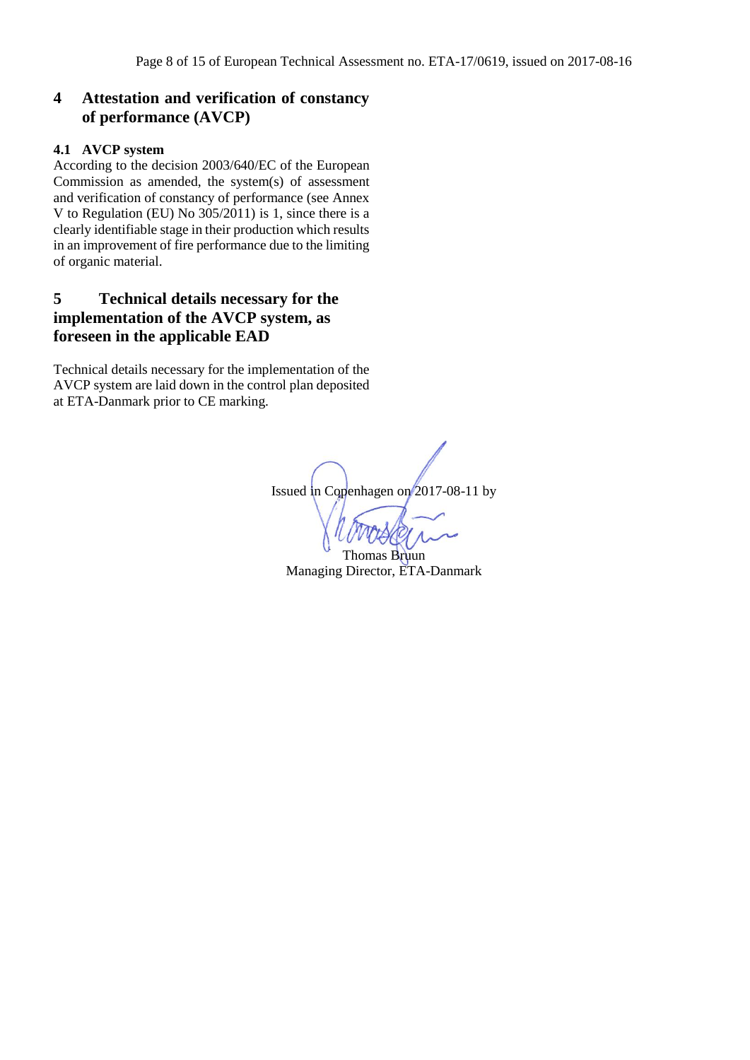## 4 Attestation and verification of constancy of performance (AVCP)

### 4.1 AVCP system

According to the decision 2003/640/EC of the European Commission as amended, the system(s) of assessment and verification of constancy of performance (see Annex V to Regulation (EU) No 305/2011) is 1, since there is a clearly identifiable stage in their production which results in an improvement of fire performance due to the limiting of organic material.

## 5 Technical details necessary for the implementation of the AVCP system, as foreseen in the applicable EAD

Technical details necessary for the implementation of the AVCP system are laid down in the control plan deposited at ETA-Danmark prior to CE marking.

Issued in Copenhagen on 2017-08-11 by

Thomas Bruun
Managing Director, ETA-Danmark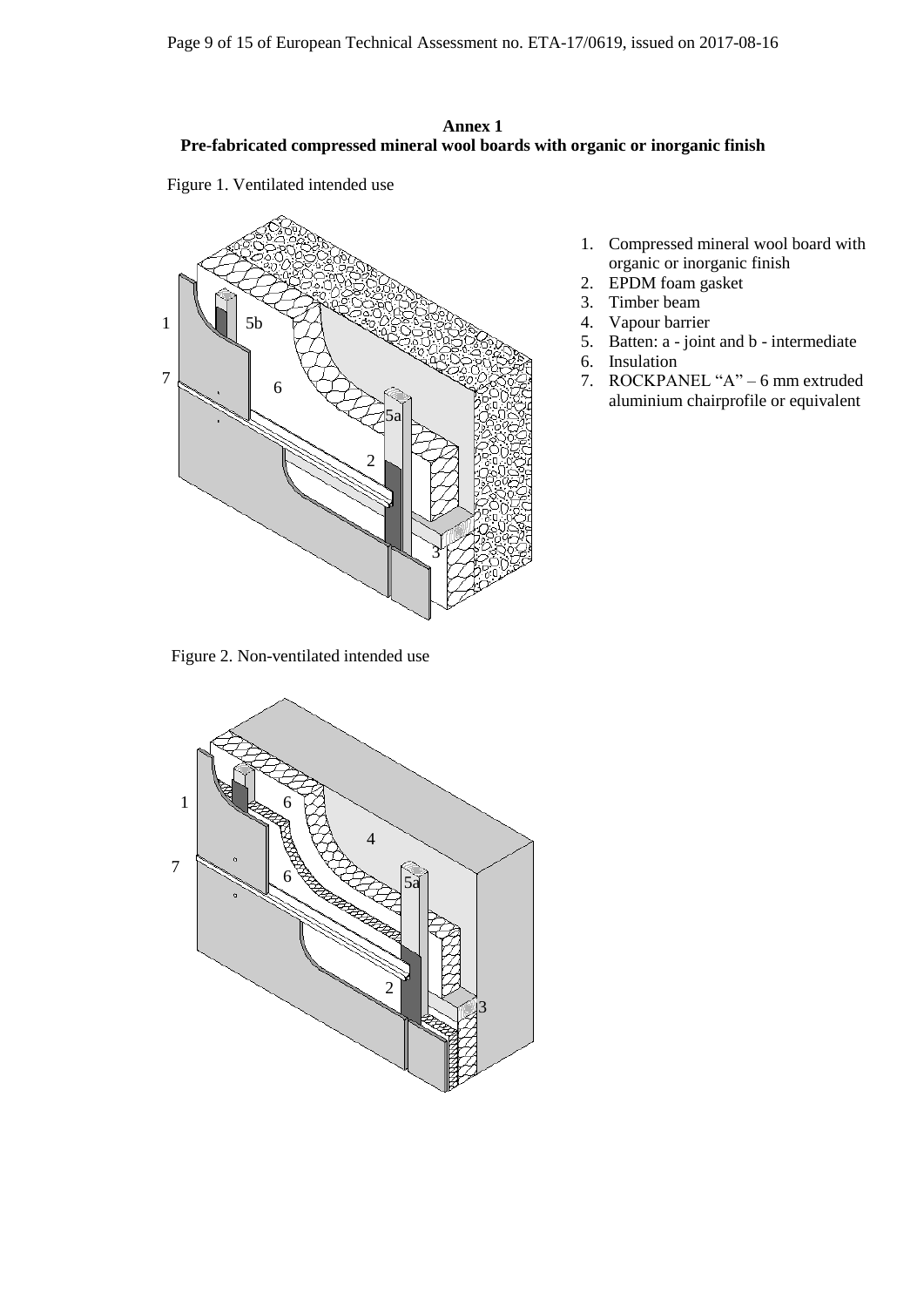**Annex 1**

**Pre-fabricated compressed mineral wool boards with organic or inorganic finish**

Figure 1. Ventilated intended use

1. Compressed mineral wool board with organic or inorganic finish
2. EPDM foam gasket
3. Timber beam
4. Vapour barrier
5. Batten: a - joint and b - intermediate
6. Insulation
7. ROCKPANEL "A" – 6 mm extruded aluminium chairprofile or equivalent

Figure 2. Non-ventilated intended use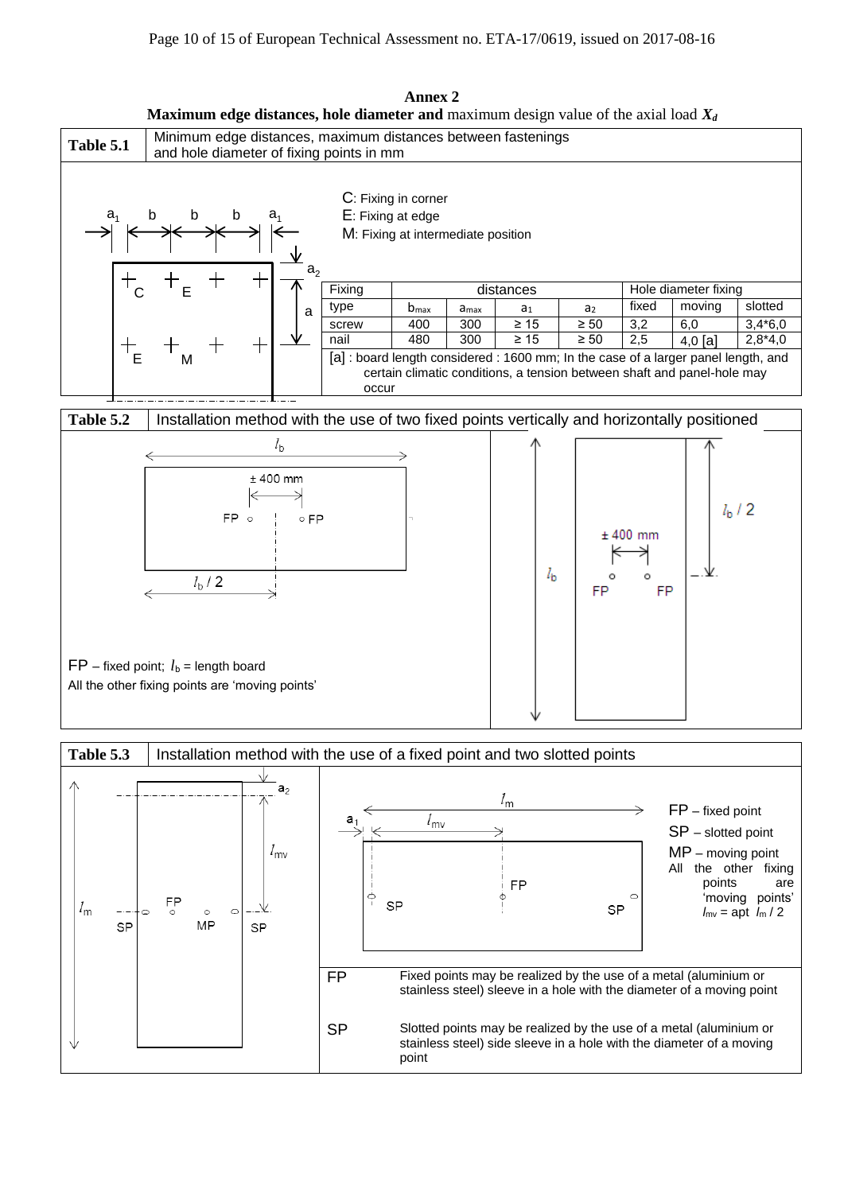# Annex 2

**Maximum edge distances, hole diameter and** maximum design value of the axial load $X_d$

**Table 5.1** Minimum edge distances, maximum distances between fastenings and hole diameter of fixing points in mm

C: Fixing in corner
E: Fixing at edge
M: Fixing at intermediate position

| Fixing type | $b_{max}$ | $a_{max}$ | $a_1$ | $a_2$ | Hole diameter fixing: fixed | moving | slotted |
|---|---|---|---|---|---|---|---|
| screw | 400 | 300 | ≥ 15 | ≥ 50 | 3,2 | 6,0 | 3,4*6,0 |
| nail | 480 | 300 | ≥ 15 | ≥ 50 | 2,5 | 4,0 [a] | 2,8*4,0 |

[a] : board length considered : 1600 mm; In the case of a larger panel length, and certain climatic conditions, a tension between shaft and panel-hole may occur

**Table 5.2** Installation method with the use of two fixed points vertically and horizontally positioned

FP – fixed point; $l_b$ = length board

All the other fixing points are 'moving points'

**Table 5.3** Installation method with the use of a fixed point and two slotted points

FP – fixed point
SP – slotted point
MP – moving point
All the other fixing points are 'moving points'
$l_{mv}$ = apt $l_m$ / 2

| | |
|---|---|
| FP | Fixed points may be realized by the use of a metal (aluminium or stainless steel) sleeve in a hole with the diameter of a moving point |
| SP | Slotted points may be realized by the use of a metal (aluminium or stainless steel) side sleeve in a hole with the diameter of a moving point |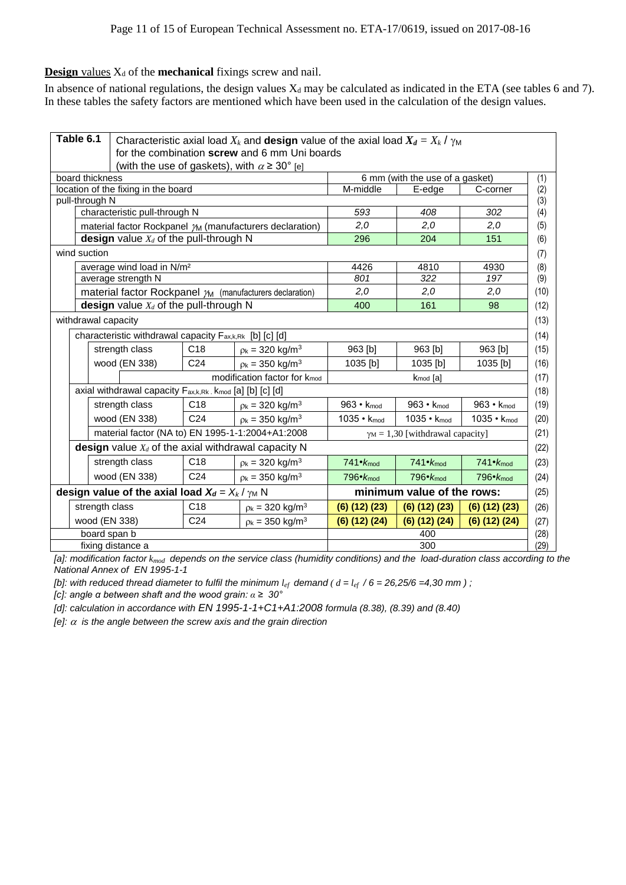**Design** values $X_d$ of the **mechanical** fixings screw and nail.

In absence of national regulations, the design values $X_d$ may be calculated as indicated in the ETA (see tables 6 and 7). In these tables the safety factors are mentioned which have been used in the calculation of the design values.

| **Table 6.1** | Characteristic axial load $X_k$ and **design** value of the axial load $X_d = X_k / \gamma_M$ for the combination **screw** and 6 mm Uni boards (with the use of gaskets), with $\alpha \geq 30°$ [e] | | | | | | |
|---|---|---|---|---|---|---|---|
| board thickness | | | | 6 mm (with the use of a gasket) | | | (1) |
| location of the fixing in the board | | | | M-middle | E-edge | C-corner | (2) |
| pull-through N | | | | | | | (3) |
| characteristic pull-through N | | | | *593* | *408* | *302* | (4) |
| material factor Rockpanel $\gamma_M$ (manufacturers declaration) | | | | *2,0* | *2,0* | *2,0* | (5) |
| **design** value $X_d$ of the pull-through N | | | | 296 | 204 | 151 | (6) |
| wind suction | | | | | | | (7) |
| average wind load in N/m² | | | | 4426 | 4810 | 4930 | (8) |
| average strength N | | | | *801* | *322* | *197* | (9) |
| material factor Rockpanel $\gamma_M$ (manufacturers declaration) | | | | *2,0* | *2,0* | *2,0* | (10) |
| **design** value $X_d$ of the pull-through N | | | | 400 | 161 | 98 | (12) |
| withdrawal capacity | | | | | | | (13) |
| characteristic withdrawal capacity $F_{ax,k,Rk}$ [b] [c] [d] | | | | | | | (14) |
| strength class | C18 | $\rho_k = 320$ kg/m³ | | 963 [b] | 963 [b] | 963 [b] | (15) |
| wood (EN 338) | C24 | $\rho_k = 350$ kg/m³ | | 1035 [b] | 1035 [b] | 1035 [b] | (16) |
| modification factor for $k_{mod}$ | | | | $k_{mod}$ [a] | | | (17) |
| axial withdrawal capacity $F_{ax,k,Rk} \cdot k_{mod}$ [a] [b] [c] [d] | | | | | | | (18) |
| strength class | C18 | $\rho_k = 320$ kg/m³ | | $963 \cdot k_{mod}$ | $963 \cdot k_{mod}$ | $963 \cdot k_{mod}$ | (19) |
| wood (EN 338) | C24 | $\rho_k = 350$ kg/m³ | | $1035 \cdot k_{mod}$ | $1035 \cdot k_{mod}$ | $1035 \cdot k_{mod}$ | (20) |
| material factor (NA to) EN 1995-1-1:2004+A1:2008 | | | | $\gamma_M = 1,30$ [withdrawal capacity] | | | (21) |
| **design** value $X_d$ of the axial withdrawal capacity N | | | | | | | (22) |
| strength class | C18 | $\rho_k = 320$ kg/m³ | | $741 \cdot k_{mod}$ | $741 \cdot k_{mod}$ | $741 \cdot k_{mod}$ | (23) |
| wood (EN 338) | C24 | $\rho_k = 350$ kg/m³ | | $796 \cdot k_{mod}$ | $796 \cdot k_{mod}$ | $796 \cdot k_{mod}$ | (24) |
| **design value of the axial load** $X_d = X_k / \gamma_M$ **N** | | | | **minimum value of the rows:** | | | (25) |
| strength class | C18 | $\rho_k = 320$ kg/m³ | | **(6) (12) (23)** | **(6) (12) (23)** | **(6) (12) (23)** | (26) |
| wood (EN 338) | C24 | $\rho_k = 350$ kg/m³ | | **(6) (12) (24)** | **(6) (12) (24)** | **(6) (12) (24)** | (27) |
| board span b | | | | 400 | | | (28) |
| fixing distance a | | | | 300 | | | (29) |

*[a]: modification factor $k_{mod}$ depends on the service class (humidity conditions) and the load-duration class according to the National Annex of EN 1995-1-1*

*[b]: with reduced thread diameter to fulfil the minimum $l_{ef}$ demand ( $d = l_{ef} / 6 = 26{,}25/6 = 4{,}30$ mm ) ;*

*[c]: angle α between shaft and the wood grain: $\alpha \geq 30°$*

*[d]: calculation in accordance with EN 1995-1-1+C1+A1:2008 formula (8.38), (8.39) and (8.40)*

*[e]: $\alpha$ is the angle between the screw axis and the grain direction*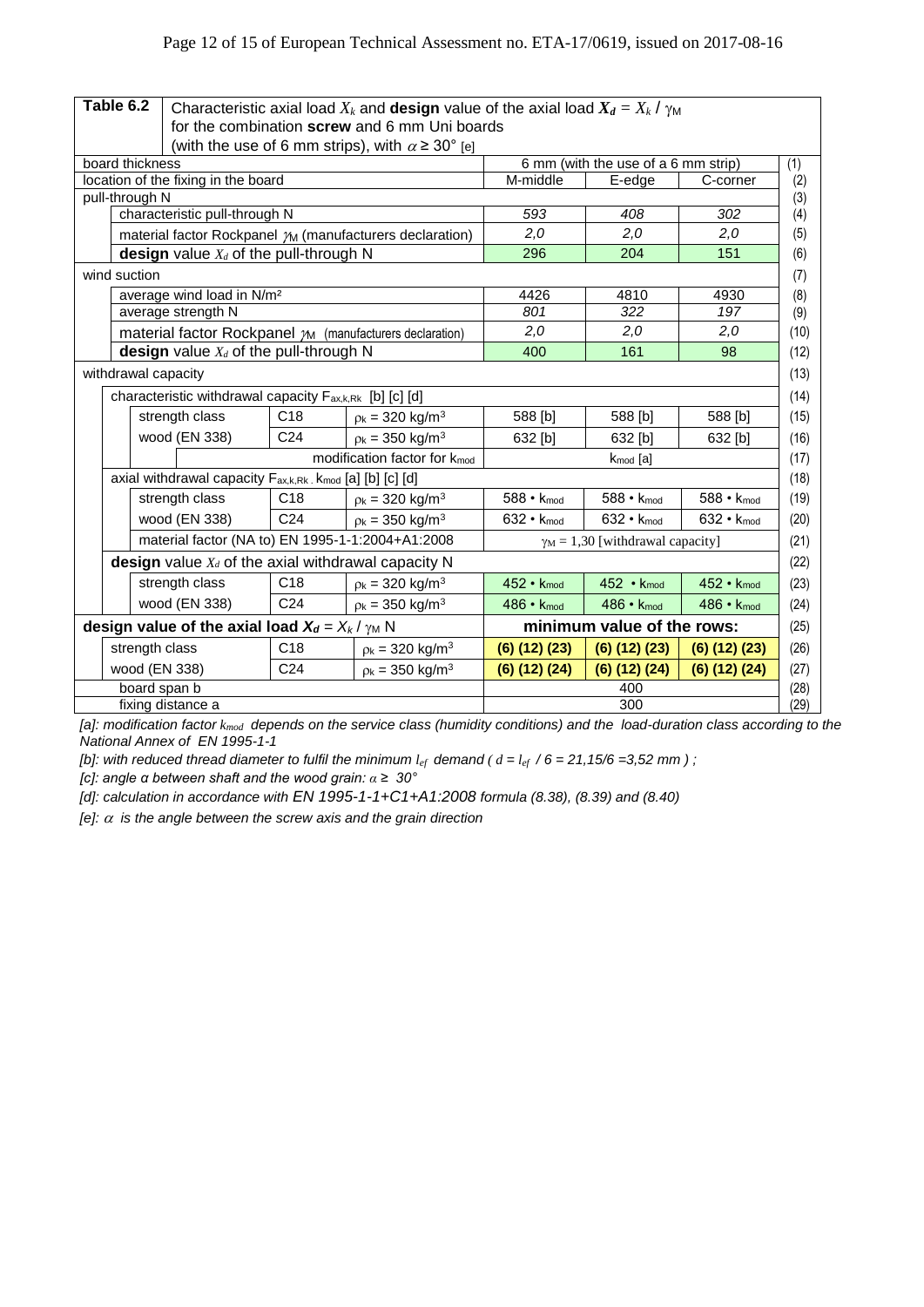| Table 6.2 | Characteristic axial load $X_k$ and **design** value of the axial load $X_d = X_k / \gamma_M$ for the combination **screw** and 6 mm Uni boards (with the use of 6 mm strips), with $\alpha \geq 30°$ [e] | | | | | |
|---|---|---|---|---|---|---|
| board thickness | | | 6 mm (with the use of a 6 mm strip) | | | (1) |
| location of the fixing in the board | | | M-middle | E-edge | C-corner | (2) |
| pull-through N | | | | | | (3) |
| characteristic pull-through N | | | *593* | *408* | *302* | (4) |
| material factor Rockpanel $\gamma_M$ (manufacturers declaration) | | | *2,0* | *2,0* | *2,0* | (5) |
| **design** value $X_d$ of the pull-through N | | | 296 | 204 | 151 | (6) |
| wind suction | | | | | | (7) |
| average wind load in N/m² | | | 4426 | 4810 | 4930 | (8) |
| average strength N | | | *801* | *322* | *197* | (9) |
| material factor Rockpanel $\gamma_M$ (manufacturers declaration) | | | *2,0* | *2,0* | *2,0* | (10) |
| **design** value $X_d$ of the pull-through N | | | 400 | 161 | 98 | (12) |
| withdrawal capacity | | | | | | (13) |
| characteristic withdrawal capacity $F_{ax,k,Rk}$ [b] [c] [d] | | | | | | (14) |
| strength class | C18 | $\rho_k = 320$ kg/m³ | 588 [b] | 588 [b] | 588 [b] | (15) |
| wood (EN 338) | C24 | $\rho_k = 350$ kg/m³ | 632 [b] | 632 [b] | 632 [b] | (16) |
| | | modification factor for $k_{mod}$ | $k_{mod}$ [a] | | | (17) |
| axial withdrawal capacity $F_{ax,k,Rk} \cdot k_{mod}$ [a] [b] [c] [d] | | | | | | (18) |
| strength class | C18 | $\rho_k = 320$ kg/m³ | $588 \cdot k_{mod}$ | $588 \cdot k_{mod}$ | $588 \cdot k_{mod}$ | (19) |
| wood (EN 338) | C24 | $\rho_k = 350$ kg/m³ | $632 \cdot k_{mod}$ | $632 \cdot k_{mod}$ | $632 \cdot k_{mod}$ | (20) |
| material factor (NA to) EN 1995-1-1:2004+A1:2008 | | | $\gamma_M = 1,30$ [withdrawal capacity] | | | (21) |
| **design** value $X_d$ of the axial withdrawal capacity N | | | | | | (22) |
| strength class | C18 | $\rho_k = 320$ kg/m³ | $452 \cdot k_{mod}$ | $452 \cdot k_{mod}$ | $452 \cdot k_{mod}$ | (23) |
| wood (EN 338) | C24 | $\rho_k = 350$ kg/m³ | $486 \cdot k_{mod}$ | $486 \cdot k_{mod}$ | $486 \cdot k_{mod}$ | (24) |
| **design value of the axial load $X_d = X_k / \gamma_M$ N** | | | **minimum value of the rows:** | | | (25) |
| strength class | C18 | $\rho_k = 320$ kg/m³ | **(6) (12) (23)** | **(6) (12) (23)** | **(6) (12) (23)** | (26) |
| wood (EN 338) | C24 | $\rho_k = 350$ kg/m³ | **(6) (12) (24)** | **(6) (12) (24)** | **(6) (12) (24)** | (27) |
| board span b | | | 400 | | | (28) |
| fixing distance a | | | 300 | | | (29) |

*[a]: modification factor $k_{mod}$ depends on the service class (humidity conditions) and the load-duration class according to the National Annex of EN 1995-1-1*

*[b]: with reduced thread diameter to fulfil the minimum $l_{ef}$ demand ( $d = l_{ef} / 6 = 21,15/6 = 3,52$ mm ) ;*

*[c]: angle α between shaft and the wood grain: $\alpha \geq 30°$*

*[d]: calculation in accordance with EN 1995-1-1+C1+A1:2008 formula (8.38), (8.39) and (8.40)*

*[e]: $\alpha$ is the angle between the screw axis and the grain direction*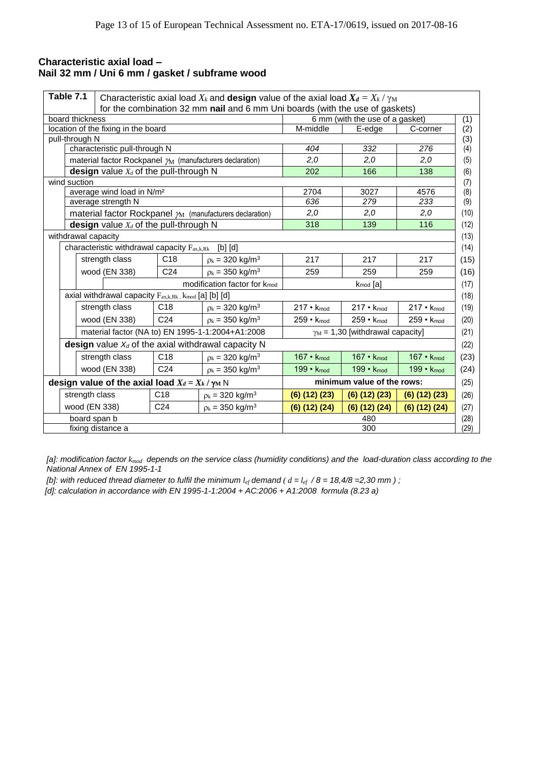## Characteristic axial load – Nail 32 mm / Uni 6 mm / gasket / subframe wood

| Table 7.1 | Characteristic axial load $X_k$ and **design** value of the axial load $X_d = X_k / \gamma_M$ for the combination 32 mm **nail** and 6 mm Uni boards (with the use of gaskets) | | | | | |
|---|---|---|---|---|---|---|
| board thickness | | | 6 mm (with the use of a gasket) | | | (1) |
| location of the fixing in the board | | | M-middle | E-edge | C-corner | (2) |
| pull-through N | | | | | | (3) |
| characteristic pull-through N | | | *404* | *332* | *276* | (4) |
| material factor Rockpanel $\gamma_M$ (manufacturers declaration) | | | *2,0* | *2,0* | *2,0* | (5) |
| **design** value $X_d$ of the pull-through N | | | 202 | 166 | 138 | (6) |
| wind suction | | | | | | (7) |
| average wind load in N/m² | | | 2704 | 3027 | 4576 | (8) |
| average strength N | | | *636* | *279* | *233* | (9) |
| material factor Rockpanel $\gamma_M$ (manufacturers declaration) | | | *2,0* | *2,0* | *2,0* | (10) |
| **design** value $X_d$ of the pull-through N | | | 318 | 139 | 116 | (12) |
| withdrawal capacity | | | | | | (13) |
| characteristic withdrawal capacity $F_{ax,k,Rk}$ [b] [d] | | | | | | (14) |
| strength class | C18 | $\rho_k$ = 320 kg/m³ | 217 | 217 | 217 | (15) |
| wood (EN 338) | C24 | $\rho_k$ = 350 kg/m³ | 259 | 259 | 259 | (16) |
| | | modification factor for $k_{mod}$ | $k_{mod}$ [a] | | | (17) |
| axial withdrawal capacity $F_{ax,k,Rk} \cdot k_{mod}$ [a] [b] [d] | | | | | | (18) |
| strength class | C18 | $\rho_k$ = 320 kg/m³ | 217 • $k_{mod}$ | 217 • $k_{mod}$ | 217 • $k_{mod}$ | (19) |
| wood (EN 338) | C24 | $\rho_k$ = 350 kg/m³ | 259 • $k_{mod}$ | 259 • $k_{mod}$ | 259 • $k_{mod}$ | (20) |
| material factor (NA to) EN 1995-1-1:2004+A1:2008 | | | $\gamma_M$ = 1,30 [withdrawal capacity] | | | (21) |
| **design** value $X_d$ of the axial withdrawal capacity N | | | | | | (22) |
| strength class | C18 | $\rho_k$ = 320 kg/m³ | 167 • $k_{mod}$ | 167 • $k_{mod}$ | 167 • $k_{mod}$ | (23) |
| wood (EN 338) | C24 | $\rho_k$ = 350 kg/m³ | 199 • $k_{mod}$ | 199 • $k_{mod}$ | 199 • $k_{mod}$ | (24) |
| **design value of the axial load $X_d = X_k / \gamma_M$ N** | | | **minimum value of the rows:** | | | (25) |
| strength class | C18 | $\rho_k$ = 320 kg/m³ | **(6) (12) (23)** | **(6) (12) (23)** | **(6) (12) (23)** | (26) |
| wood (EN 338) | C24 | $\rho_k$ = 350 kg/m³ | **(6) (12) (24)** | **(6) (12) (24)** | **(6) (12) (24)** | (27) |
| board span b | | | 480 | | | (28) |
| fixing distance a | | | 300 | | | (29) |

*[a]: modification factor $k_{mod}$ depends on the service class (humidity conditions) and the load-duration class according to the National Annex of EN 1995-1-1*

*[b]: with reduced thread diameter to fulfil the minimum $l_{ef}$ demand ( $d = l_{ef} / 8 = 18{,}4/8 = 2{,}30$ mm ) ;*

*[d]: calculation in accordance with EN 1995-1-1:2004 + AC:2006 + A1:2008 formula (8.23 a)*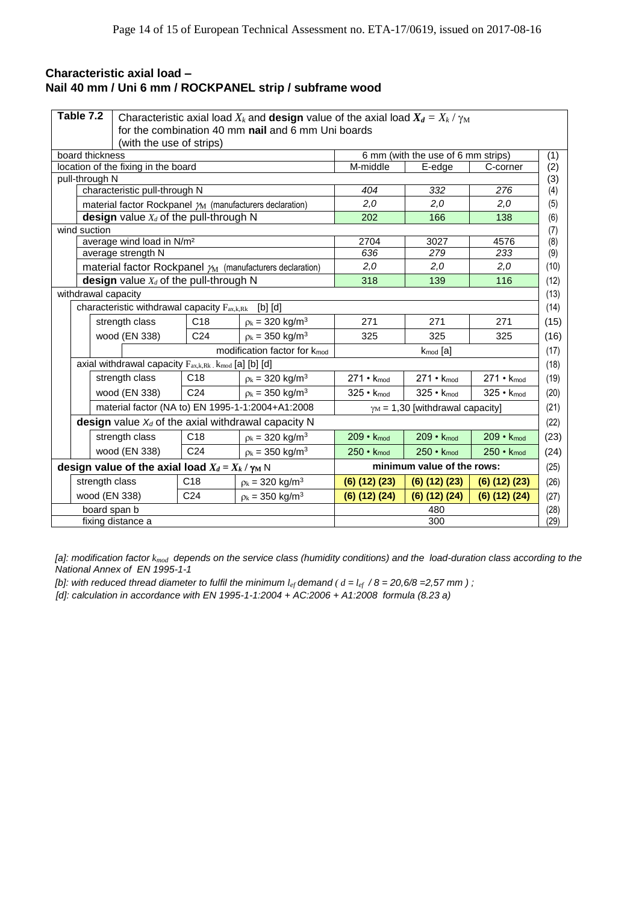**Characteristic axial load –**
**Nail 40 mm / Uni 6 mm / ROCKPANEL strip / subframe wood**

| Table 7.2 | Characteristic axial load $X_k$ and **design** value of the axial load $X_d = X_k / \gamma_M$ for the combination 40 mm **nail** and 6 mm Uni boards (with the use of strips) | | | | | |
|---|---|---|---|---|---|---|
| board thickness | | | 6 mm (with the use of 6 mm strips) | | | (1) |
| location of the fixing in the board | | | M-middle | E-edge | C-corner | (2) |
| pull-through N | | | | | | (3) |
| characteristic pull-through N | | | *404* | *332* | *276* | (4) |
| material factor Rockpanel $\gamma_M$ (manufacturers declaration) | | | *2,0* | *2,0* | *2,0* | (5) |
| **design** value $X_d$ of the pull-through N | | | 202 | 166 | 138 | (6) |
| wind suction | | | | | | (7) |
| average wind load in N/m² | | | 2704 | 3027 | 4576 | (8) |
| average strength N | | | *636* | *279* | *233* | (9) |
| material factor Rockpanel $\gamma_M$ (manufacturers declaration) | | | *2,0* | *2,0* | *2,0* | (10) |
| **design** value $X_d$ of the pull-through N | | | 318 | 139 | 116 | (12) |
| withdrawal capacity | | | | | | (13) |
| characteristic withdrawal capacity $F_{ax,k,Rk}$ [b] [d] | | | | | | (14) |
| strength class | C18 | $\rho_k$ = 320 kg/m³ | 271 | 271 | 271 | (15) |
| wood (EN 338) | C24 | $\rho_k$ = 350 kg/m³ | 325 | 325 | 325 | (16) |
| modification factor for $k_{mod}$ | | | $k_{mod}$ [a] | | | (17) |
| axial withdrawal capacity $F_{ax,k,Rk} \cdot k_{mod}$ [a] [b] [d] | | | | | | (18) |
| strength class | C18 | $\rho_k$ = 320 kg/m³ | $271 \cdot k_{mod}$ | $271 \cdot k_{mod}$ | $271 \cdot k_{mod}$ | (19) |
| wood (EN 338) | C24 | $\rho_k$ = 350 kg/m³ | $325 \cdot k_{mod}$ | $325 \cdot k_{mod}$ | $325 \cdot k_{mod}$ | (20) |
| material factor (NA to) EN 1995-1-1:2004+A1:2008 | | | $\gamma_M$ = 1,30 [withdrawal capacity] | | | (21) |
| **design** value $X_d$ of the axial withdrawal capacity N | | | | | | (22) |
| strength class | C18 | $\rho_k$ = 320 kg/m³ | $209 \cdot k_{mod}$ | $209 \cdot k_{mod}$ | $209 \cdot k_{mod}$ | (23) |
| wood (EN 338) | C24 | $\rho_k$ = 350 kg/m³ | $250 \cdot k_{mod}$ | $250 \cdot k_{mod}$ | $250 \cdot k_{mod}$ | (24) |
| **design value of the axial load $X_d = X_k / \gamma_M$ N** | | | **minimum value of the rows:** | | | (25) |
| strength class | C18 | $\rho_k$ = 320 kg/m³ | **(6) (12) (23)** | **(6) (12) (23)** | **(6) (12) (23)** | (26) |
| wood (EN 338) | C24 | $\rho_k$ = 350 kg/m³ | **(6) (12) (24)** | **(6) (12) (24)** | **(6) (12) (24)** | (27) |
| board span b | | | 480 | | | (28) |
| fixing distance a | | | 300 | | | (29) |

*[a]: modification factor $k_{mod}$ depends on the service class (humidity conditions) and the load-duration class according to the National Annex of EN 1995-1-1*

*[b]: with reduced thread diameter to fulfil the minimum $l_{ef}$ demand ( $d = l_{ef} / 8 = 20{,}6/8 = 2{,}57$ mm ) ;*

*[d]: calculation in accordance with EN 1995-1-1:2004 + AC:2006 + A1:2008 formula (8.23 a)*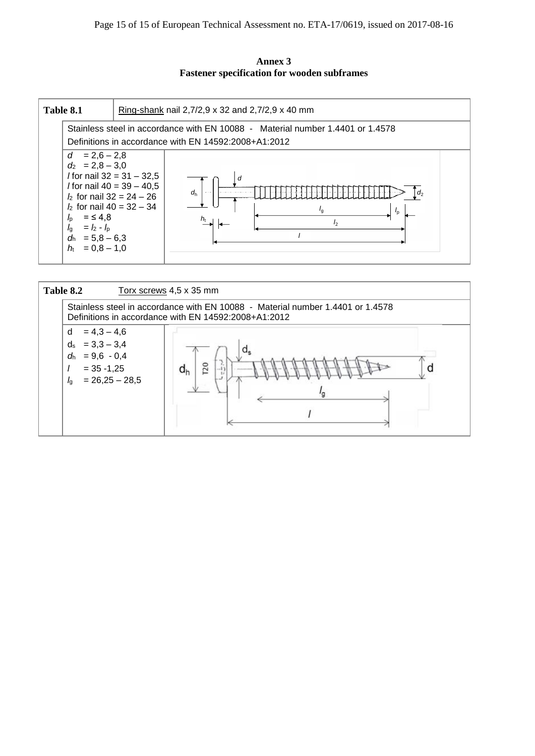**Annex 3**
**Fastener specification for wooden subframes**

| **Table 8.1** | Ring-shank nail 2,7/2,9 x 32 and 2,7/2,9 x 40 mm |
|---|---|
| | Stainless steel in accordance with EN 10088 - Material number 1.4401 or 1.4578<br>Definitions in accordance with EN 14592:2008+A1:2012 |
| | $d$ = 2,6 – 2,8<br>$d_2$ = 2,8 – 3,0<br>$l$ for nail 32 = 31 – 32,5<br>$l$ for nail 40 = 39 – 40,5<br>$l_2$ for nail 32 = 24 – 26<br>$l_2$ for nail 40 = 32 – 34<br>$l_p$ = ≤ 4,8<br>$l_g$ = $l_2$ - $l_p$<br>$d_h$ = 5,8 – 6,3<br>$h_t$ = 0,8 – 1,0 |

$d$ $d_h$ $d_2$ $l_g$ $l_p$ $h_t$ $l_2$ $l$

| **Table 8.2** | Torx screws 4,5 x 35 mm |
|---|---|
| | Stainless steel in accordance with EN 10088 - Material number 1.4401 or 1.4578<br>Definitions in accordance with EN 14592:2008+A1:2012 |
| | d = 4,3 – 4,6<br>$d_s$ = 3,3 – 3,4<br>$d_h$ = 9,6 - 0,4<br>$l$ = 35 -1,25<br>$l_g$ = 26,25 – 28,5 |

$d_s$ $d_h$ T20 d $l_g$ $l$